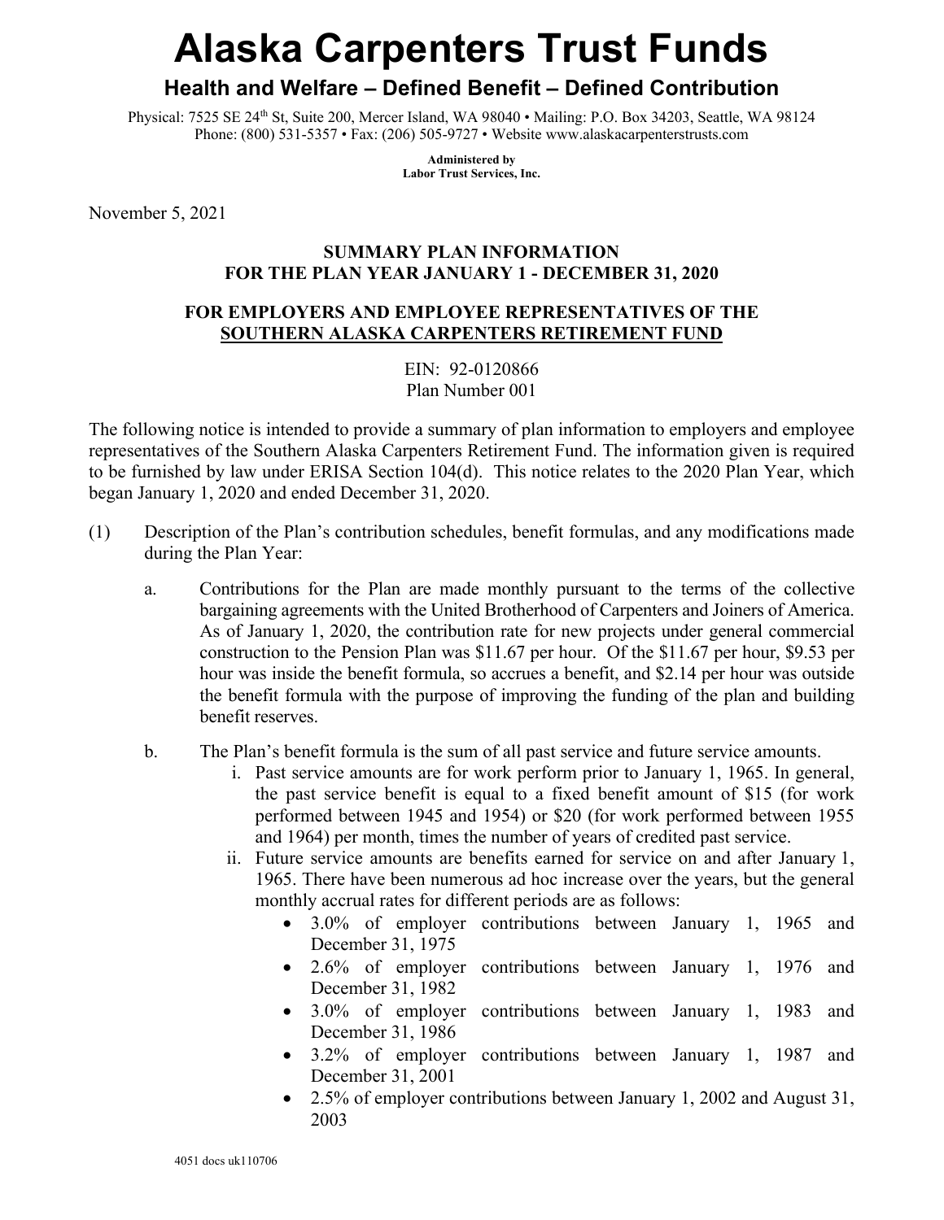# Alaska Carpenters Trust Funds

## Health and Welfare – Defined Benefit – Defined Contribution

Physical: 7525 SE 24th St, Suite 200, Mercer Island, WA 98040 • Mailing: P.O. Box 34203, Seattle, WA 98124
Phone: (800) 531-5357 • Fax: (206) 505-9727 • Website www.alaskacarpenterstrusts.com

**Administered by**
**Labor Trust Services, Inc.**

November 5, 2021

**SUMMARY PLAN INFORMATION**
**FOR THE PLAN YEAR JANUARY 1 - DECEMBER 31, 2020**

**FOR EMPLOYERS AND EMPLOYEE REPRESENTATIVES OF THE**
**SOUTHERN ALASKA CARPENTERS RETIREMENT FUND**

EIN: 92-0120866
Plan Number 001

The following notice is intended to provide a summary of plan information to employers and employee representatives of the Southern Alaska Carpenters Retirement Fund. The information given is required to be furnished by law under ERISA Section 104(d). This notice relates to the 2020 Plan Year, which began January 1, 2020 and ended December 31, 2020.

(1) Description of the Plan's contribution schedules, benefit formulas, and any modifications made during the Plan Year:

a. Contributions for the Plan are made monthly pursuant to the terms of the collective bargaining agreements with the United Brotherhood of Carpenters and Joiners of America. As of January 1, 2020, the contribution rate for new projects under general commercial construction to the Pension Plan was $11.67 per hour. Of the $11.67 per hour, $9.53 per hour was inside the benefit formula, so accrues a benefit, and $2.14 per hour was outside the benefit formula with the purpose of improving the funding of the plan and building benefit reserves.

b. The Plan's benefit formula is the sum of all past service and future service amounts.

   i. Past service amounts are for work perform prior to January 1, 1965. In general, the past service benefit is equal to a fixed benefit amount of $15 (for work performed between 1945 and 1954) or $20 (for work performed between 1955 and 1964) per month, times the number of years of credited past service.

   ii. Future service amounts are benefits earned for service on and after January 1, 1965. There have been numerous ad hoc increase over the years, but the general monthly accrual rates for different periods are as follows:

   - 3.0% of employer contributions between January 1, 1965 and December 31, 1975
   - 2.6% of employer contributions between January 1, 1976 and December 31, 1982
   - 3.0% of employer contributions between January 1, 1983 and December 31, 1986
   - 3.2% of employer contributions between January 1, 1987 and December 31, 2001
   - 2.5% of employer contributions between January 1, 2002 and August 31, 2003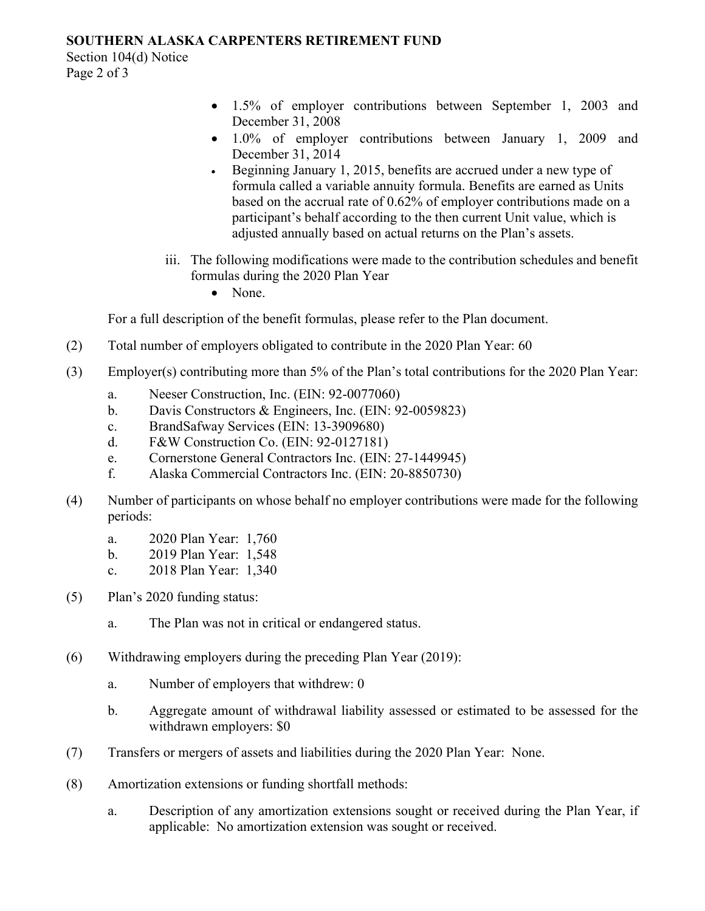- 1.5% of employer contributions between September 1, 2003 and December 31, 2008
- 1.0% of employer contributions between January 1, 2009 and December 31, 2014
- Beginning January 1, 2015, benefits are accrued under a new type of formula called a variable annuity formula. Benefits are earned as Units based on the accrual rate of 0.62% of employer contributions made on a participant's behalf according to the then current Unit value, which is adjusted annually based on actual returns on the Plan's assets.

iii. The following modifications were made to the contribution schedules and benefit formulas during the 2020 Plan Year

- None.

For a full description of the benefit formulas, please refer to the Plan document.

(2) Total number of employers obligated to contribute in the 2020 Plan Year: 60

(3) Employer(s) contributing more than 5% of the Plan's total contributions for the 2020 Plan Year:

a. Neeser Construction, Inc. (EIN: 92-0077060)
b. Davis Constructors & Engineers, Inc. (EIN: 92-0059823)
c. BrandSafway Services (EIN: 13-3909680)
d. F&W Construction Co. (EIN: 92-0127181)
e. Cornerstone General Contractors Inc. (EIN: 27-1449945)
f. Alaska Commercial Contractors Inc. (EIN: 20-8850730)

(4) Number of participants on whose behalf no employer contributions were made for the following periods:

a. 2020 Plan Year: 1,760
b. 2019 Plan Year: 1,548
c. 2018 Plan Year: 1,340

(5) Plan's 2020 funding status:

a. The Plan was not in critical or endangered status.

(6) Withdrawing employers during the preceding Plan Year (2019):

a. Number of employers that withdrew: 0
b. Aggregate amount of withdrawal liability assessed or estimated to be assessed for the withdrawn employers: $0

(7) Transfers or mergers of assets and liabilities during the 2020 Plan Year: None.

(8) Amortization extensions or funding shortfall methods:

a. Description of any amortization extensions sought or received during the Plan Year, if applicable: No amortization extension was sought or received.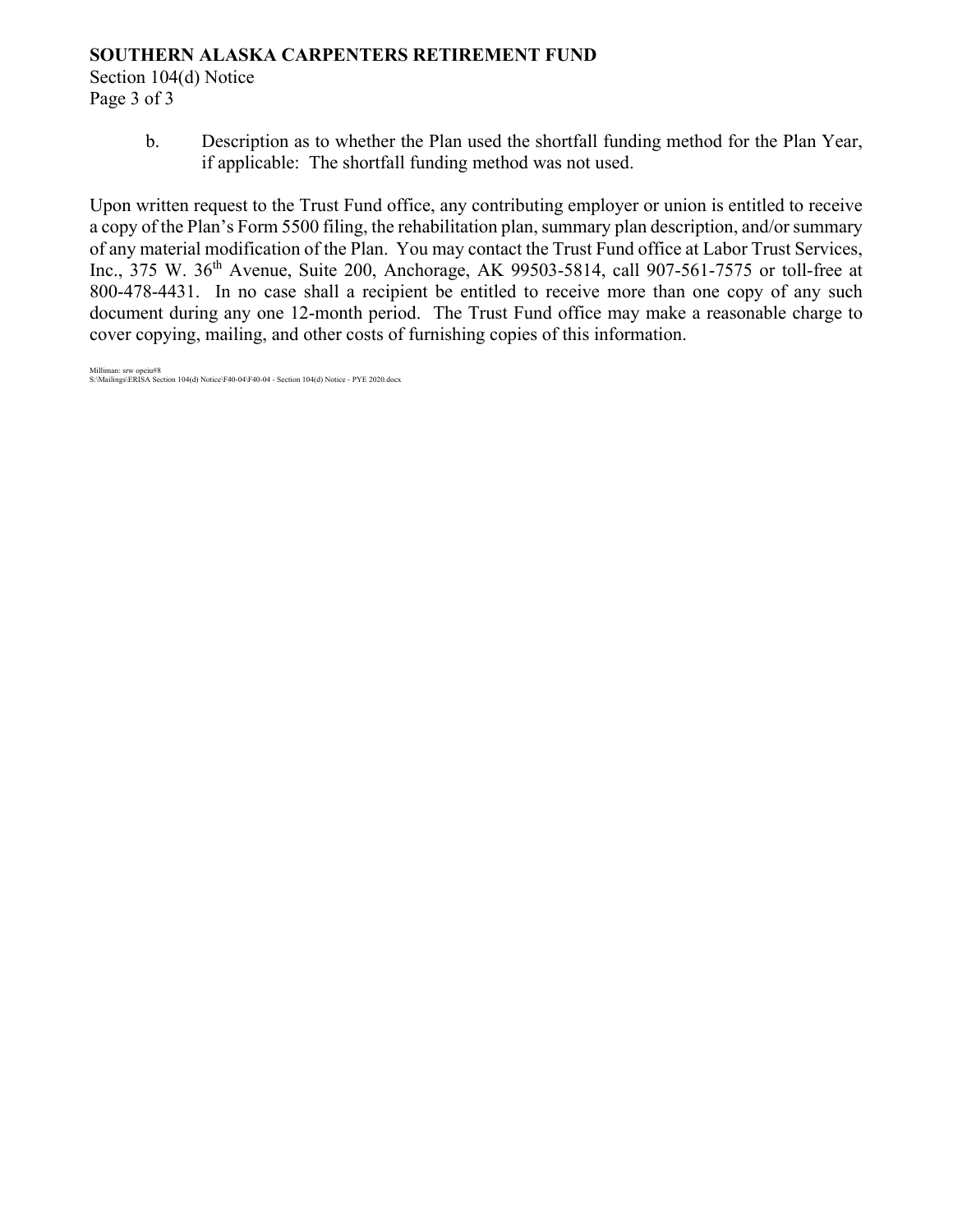b. Description as to whether the Plan used the shortfall funding method for the Plan Year, if applicable: The shortfall funding method was not used.

Upon written request to the Trust Fund office, any contributing employer or union is entitled to receive a copy of the Plan's Form 5500 filing, the rehabilitation plan, summary plan description, and/or summary of any material modification of the Plan. You may contact the Trust Fund office at Labor Trust Services, Inc., 375 W. 36th Avenue, Suite 200, Anchorage, AK 99503-5814, call 907-561-7575 or toll-free at 800-478-4431. In no case shall a recipient be entitled to receive more than one copy of any such document during any one 12-month period. The Trust Fund office may make a reasonable charge to cover copying, mailing, and other costs of furnishing copies of this information.

Milliman: srw opeiu#8
S:\Mailings\ERISA Section 104(d) Notice\F40-04\F40-04 - Section 104(d) Notice - PYE 2020.docx